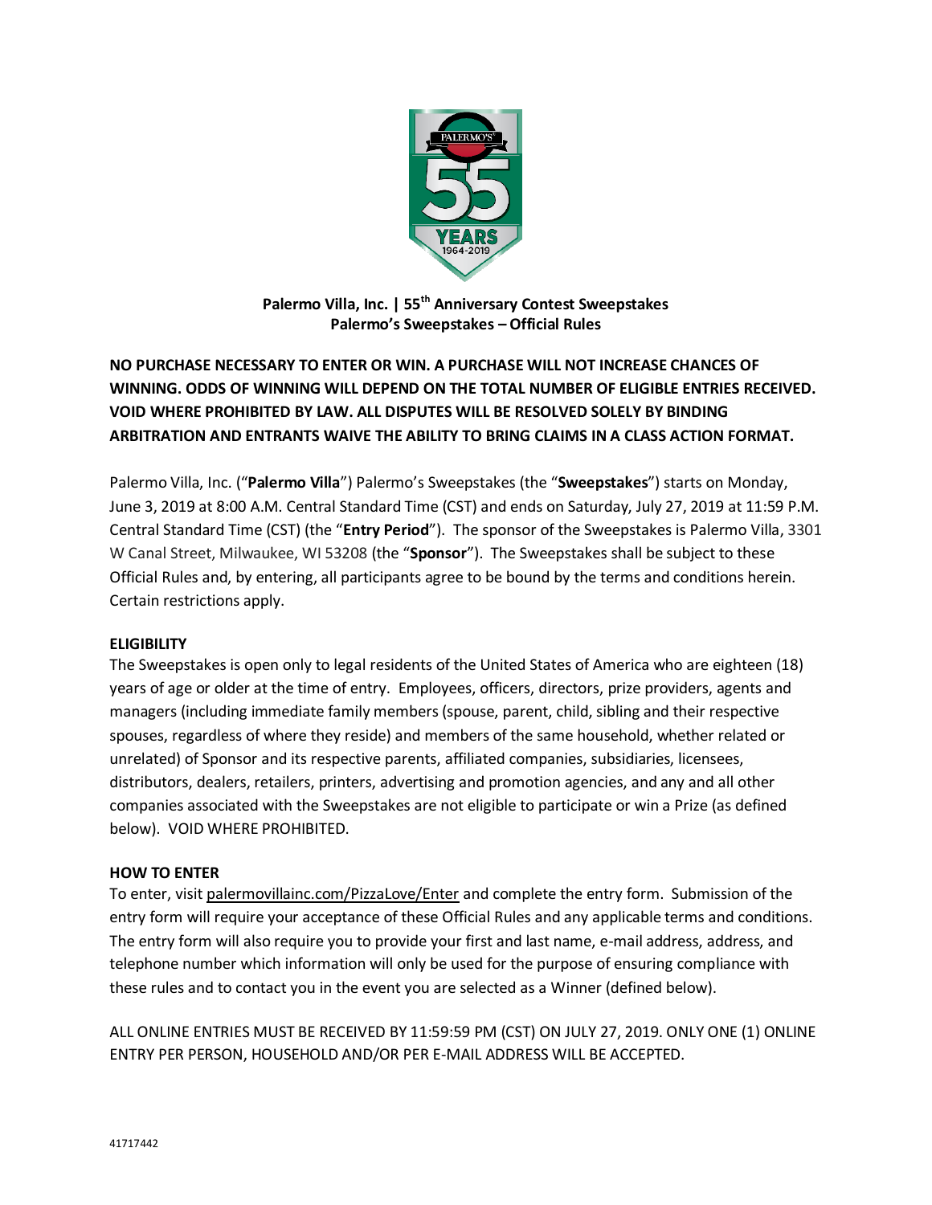**Palermo Villa, Inc. | 55th Anniversary Contest Sweepstakes**
**Palermo's Sweepstakes – Official Rules**

**NO PURCHASE NECESSARY TO ENTER OR WIN. A PURCHASE WILL NOT INCREASE CHANCES OF WINNING. ODDS OF WINNING WILL DEPEND ON THE TOTAL NUMBER OF ELIGIBLE ENTRIES RECEIVED. VOID WHERE PROHIBITED BY LAW. ALL DISPUTES WILL BE RESOLVED SOLELY BY BINDING ARBITRATION AND ENTRANTS WAIVE THE ABILITY TO BRING CLAIMS IN A CLASS ACTION FORMAT.**

Palermo Villa, Inc. ("**Palermo Villa**") Palermo's Sweepstakes (the "**Sweepstakes**") starts on Monday, June 3, 2019 at 8:00 A.M. Central Standard Time (CST) and ends on Saturday, July 27, 2019 at 11:59 P.M. Central Standard Time (CST) (the "**Entry Period**"). The sponsor of the Sweepstakes is Palermo Villa, 3301 W Canal Street, Milwaukee, WI 53208 (the "**Sponsor**"). The Sweepstakes shall be subject to these Official Rules and, by entering, all participants agree to be bound by the terms and conditions herein. Certain restrictions apply.

**ELIGIBILITY**

The Sweepstakes is open only to legal residents of the United States of America who are eighteen (18) years of age or older at the time of entry. Employees, officers, directors, prize providers, agents and managers (including immediate family members (spouse, parent, child, sibling and their respective spouses, regardless of where they reside) and members of the same household, whether related or unrelated) of Sponsor and its respective parents, affiliated companies, subsidiaries, licensees, distributors, dealers, retailers, printers, advertising and promotion agencies, and any and all other companies associated with the Sweepstakes are not eligible to participate or win a Prize (as defined below). VOID WHERE PROHIBITED.

**HOW TO ENTER**

To enter, visit palermovillainc.com/PizzaLove/Enter and complete the entry form. Submission of the entry form will require your acceptance of these Official Rules and any applicable terms and conditions. The entry form will also require you to provide your first and last name, e-mail address, address, and telephone number which information will only be used for the purpose of ensuring compliance with these rules and to contact you in the event you are selected as a Winner (defined below).

ALL ONLINE ENTRIES MUST BE RECEIVED BY 11:59:59 PM (CST) ON JULY 27, 2019. ONLY ONE (1) ONLINE ENTRY PER PERSON, HOUSEHOLD AND/OR PER E-MAIL ADDRESS WILL BE ACCEPTED.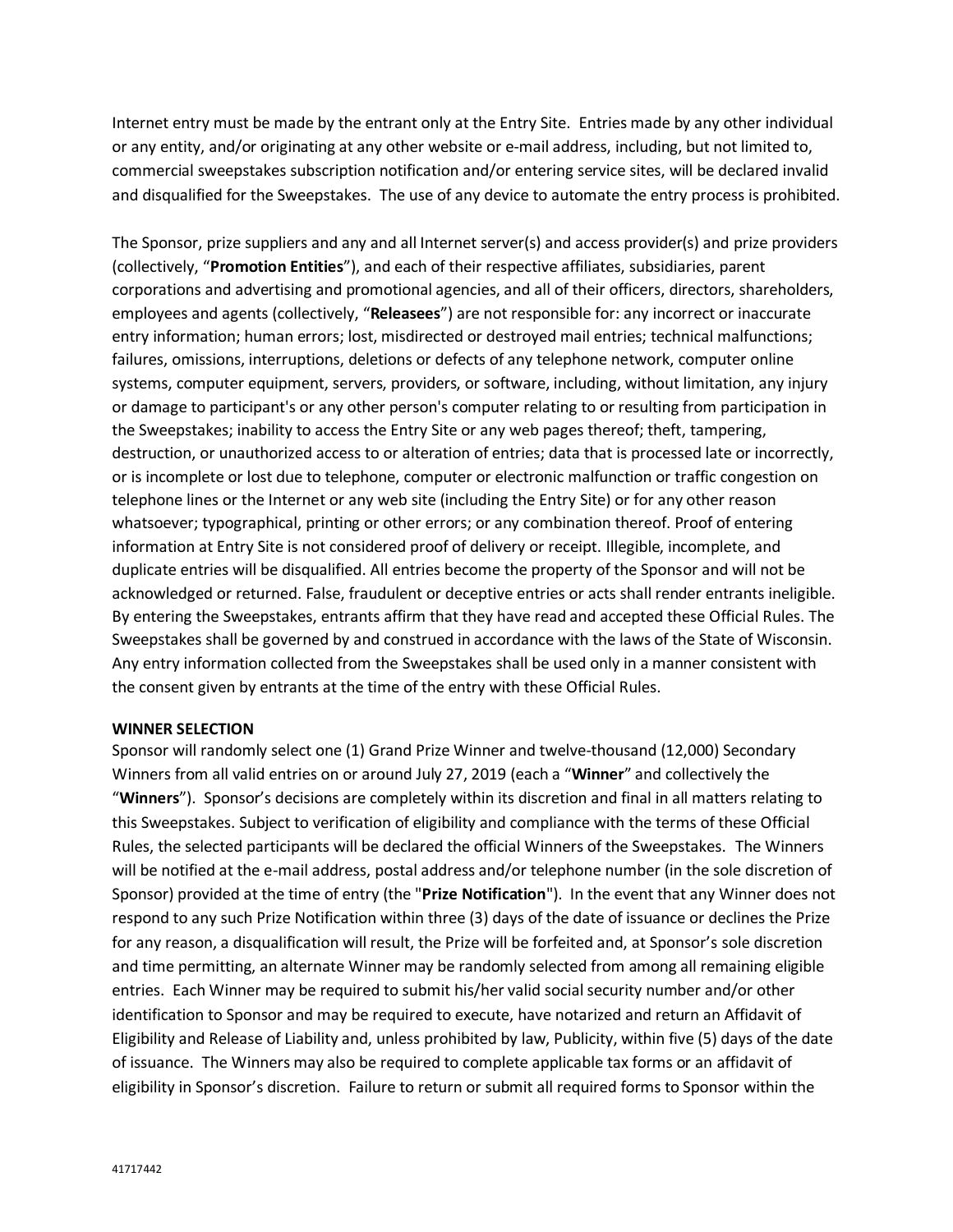Internet entry must be made by the entrant only at the Entry Site. Entries made by any other individual or any entity, and/or originating at any other website or e-mail address, including, but not limited to, commercial sweepstakes subscription notification and/or entering service sites, will be declared invalid and disqualified for the Sweepstakes. The use of any device to automate the entry process is prohibited.

The Sponsor, prize suppliers and any and all Internet server(s) and access provider(s) and prize providers (collectively, "**Promotion Entities**"), and each of their respective affiliates, subsidiaries, parent corporations and advertising and promotional agencies, and all of their officers, directors, shareholders, employees and agents (collectively, "**Releasees**") are not responsible for: any incorrect or inaccurate entry information; human errors; lost, misdirected or destroyed mail entries; technical malfunctions; failures, omissions, interruptions, deletions or defects of any telephone network, computer online systems, computer equipment, servers, providers, or software, including, without limitation, any injury or damage to participant's or any other person's computer relating to or resulting from participation in the Sweepstakes; inability to access the Entry Site or any web pages thereof; theft, tampering, destruction, or unauthorized access to or alteration of entries; data that is processed late or incorrectly, or is incomplete or lost due to telephone, computer or electronic malfunction or traffic congestion on telephone lines or the Internet or any web site (including the Entry Site) or for any other reason whatsoever; typographical, printing or other errors; or any combination thereof. Proof of entering information at Entry Site is not considered proof of delivery or receipt. Illegible, incomplete, and duplicate entries will be disqualified. All entries become the property of the Sponsor and will not be acknowledged or returned. False, fraudulent or deceptive entries or acts shall render entrants ineligible. By entering the Sweepstakes, entrants affirm that they have read and accepted these Official Rules. The Sweepstakes shall be governed by and construed in accordance with the laws of the State of Wisconsin. Any entry information collected from the Sweepstakes shall be used only in a manner consistent with the consent given by entrants at the time of the entry with these Official Rules.

**WINNER SELECTION**

Sponsor will randomly select one (1) Grand Prize Winner and twelve-thousand (12,000) Secondary Winners from all valid entries on or around July 27, 2019 (each a "**Winner**" and collectively the "**Winners**"). Sponsor's decisions are completely within its discretion and final in all matters relating to this Sweepstakes. Subject to verification of eligibility and compliance with the terms of these Official Rules, the selected participants will be declared the official Winners of the Sweepstakes. The Winners will be notified at the e-mail address, postal address and/or telephone number (in the sole discretion of Sponsor) provided at the time of entry (the "**Prize Notification**"). In the event that any Winner does not respond to any such Prize Notification within three (3) days of the date of issuance or declines the Prize for any reason, a disqualification will result, the Prize will be forfeited and, at Sponsor's sole discretion and time permitting, an alternate Winner may be randomly selected from among all remaining eligible entries. Each Winner may be required to submit his/her valid social security number and/or other identification to Sponsor and may be required to execute, have notarized and return an Affidavit of Eligibility and Release of Liability and, unless prohibited by law, Publicity, within five (5) days of the date of issuance. The Winners may also be required to complete applicable tax forms or an affidavit of eligibility in Sponsor's discretion. Failure to return or submit all required forms to Sponsor within the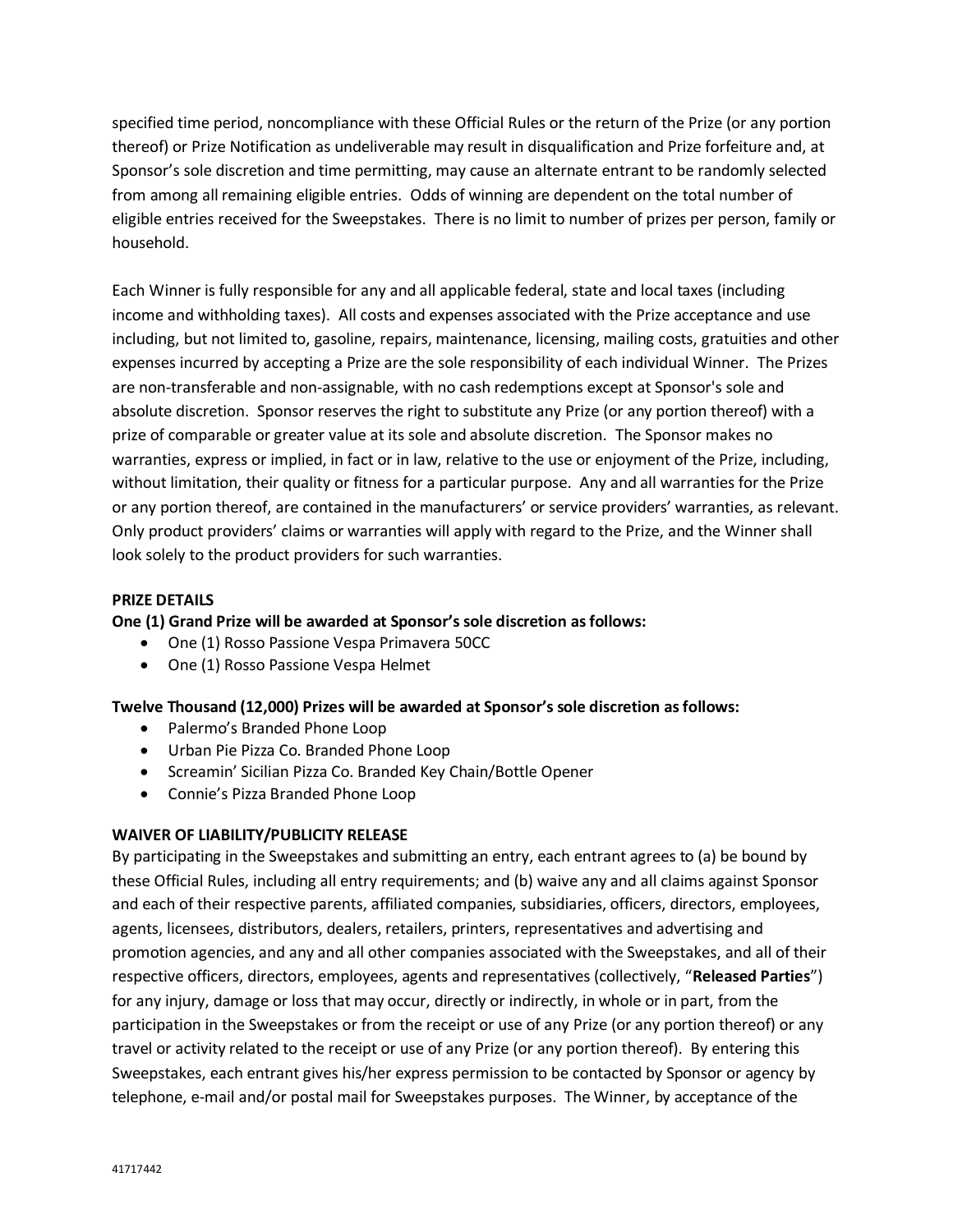specified time period, noncompliance with these Official Rules or the return of the Prize (or any portion thereof) or Prize Notification as undeliverable may result in disqualification and Prize forfeiture and, at Sponsor's sole discretion and time permitting, may cause an alternate entrant to be randomly selected from among all remaining eligible entries. Odds of winning are dependent on the total number of eligible entries received for the Sweepstakes. There is no limit to number of prizes per person, family or household.

Each Winner is fully responsible for any and all applicable federal, state and local taxes (including income and withholding taxes). All costs and expenses associated with the Prize acceptance and use including, but not limited to, gasoline, repairs, maintenance, licensing, mailing costs, gratuities and other expenses incurred by accepting a Prize are the sole responsibility of each individual Winner. The Prizes are non-transferable and non-assignable, with no cash redemptions except at Sponsor's sole and absolute discretion. Sponsor reserves the right to substitute any Prize (or any portion thereof) with a prize of comparable or greater value at its sole and absolute discretion. The Sponsor makes no warranties, express or implied, in fact or in law, relative to the use or enjoyment of the Prize, including, without limitation, their quality or fitness for a particular purpose. Any and all warranties for the Prize or any portion thereof, are contained in the manufacturers' or service providers' warranties, as relevant. Only product providers' claims or warranties will apply with regard to the Prize, and the Winner shall look solely to the product providers for such warranties.

**PRIZE DETAILS**

**One (1) Grand Prize will be awarded at Sponsor's sole discretion as follows:**

- One (1) Rosso Passione Vespa Primavera 50CC
- One (1) Rosso Passione Vespa Helmet

**Twelve Thousand (12,000) Prizes will be awarded at Sponsor's sole discretion as follows:**

- Palermo's Branded Phone Loop
- Urban Pie Pizza Co. Branded Phone Loop
- Screamin' Sicilian Pizza Co. Branded Key Chain/Bottle Opener
- Connie's Pizza Branded Phone Loop

**WAIVER OF LIABILITY/PUBLICITY RELEASE**

By participating in the Sweepstakes and submitting an entry, each entrant agrees to (a) be bound by these Official Rules, including all entry requirements; and (b) waive any and all claims against Sponsor and each of their respective parents, affiliated companies, subsidiaries, officers, directors, employees, agents, licensees, distributors, dealers, retailers, printers, representatives and advertising and promotion agencies, and any and all other companies associated with the Sweepstakes, and all of their respective officers, directors, employees, agents and representatives (collectively, "**Released Parties**") for any injury, damage or loss that may occur, directly or indirectly, in whole or in part, from the participation in the Sweepstakes or from the receipt or use of any Prize (or any portion thereof) or any travel or activity related to the receipt or use of any Prize (or any portion thereof). By entering this Sweepstakes, each entrant gives his/her express permission to be contacted by Sponsor or agency by telephone, e-mail and/or postal mail for Sweepstakes purposes. The Winner, by acceptance of the

41717442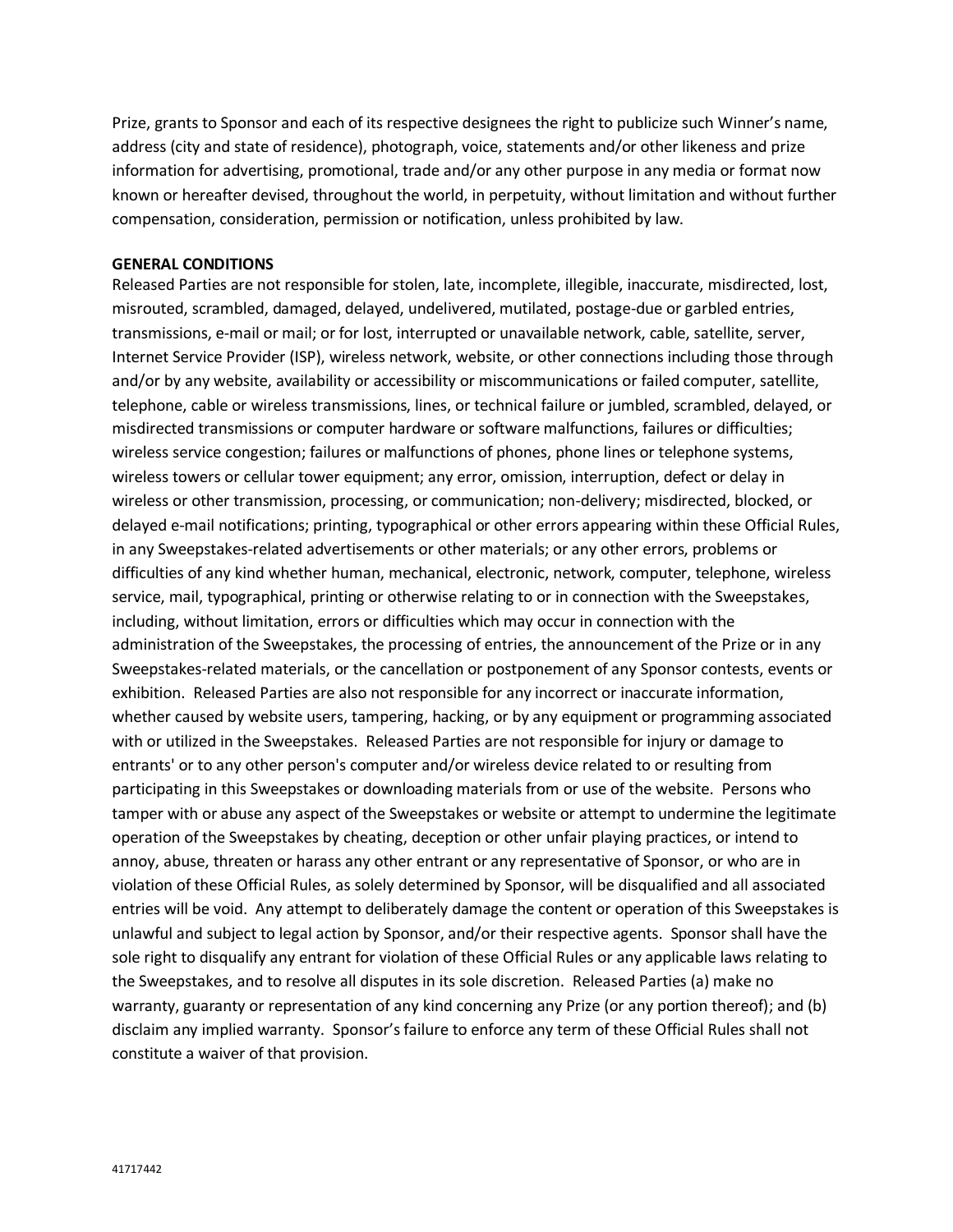Prize, grants to Sponsor and each of its respective designees the right to publicize such Winner's name, address (city and state of residence), photograph, voice, statements and/or other likeness and prize information for advertising, promotional, trade and/or any other purpose in any media or format now known or hereafter devised, throughout the world, in perpetuity, without limitation and without further compensation, consideration, permission or notification, unless prohibited by law.

**GENERAL CONDITIONS**

Released Parties are not responsible for stolen, late, incomplete, illegible, inaccurate, misdirected, lost, misrouted, scrambled, damaged, delayed, undelivered, mutilated, postage-due or garbled entries, transmissions, e-mail or mail; or for lost, interrupted or unavailable network, cable, satellite, server, Internet Service Provider (ISP), wireless network, website, or other connections including those through and/or by any website, availability or accessibility or miscommunications or failed computer, satellite, telephone, cable or wireless transmissions, lines, or technical failure or jumbled, scrambled, delayed, or misdirected transmissions or computer hardware or software malfunctions, failures or difficulties; wireless service congestion; failures or malfunctions of phones, phone lines or telephone systems, wireless towers or cellular tower equipment; any error, omission, interruption, defect or delay in wireless or other transmission, processing, or communication; non-delivery; misdirected, blocked, or delayed e-mail notifications; printing, typographical or other errors appearing within these Official Rules, in any Sweepstakes-related advertisements or other materials; or any other errors, problems or difficulties of any kind whether human, mechanical, electronic, network, computer, telephone, wireless service, mail, typographical, printing or otherwise relating to or in connection with the Sweepstakes, including, without limitation, errors or difficulties which may occur in connection with the administration of the Sweepstakes, the processing of entries, the announcement of the Prize or in any Sweepstakes-related materials, or the cancellation or postponement of any Sponsor contests, events or exhibition. Released Parties are also not responsible for any incorrect or inaccurate information, whether caused by website users, tampering, hacking, or by any equipment or programming associated with or utilized in the Sweepstakes. Released Parties are not responsible for injury or damage to entrants' or to any other person's computer and/or wireless device related to or resulting from participating in this Sweepstakes or downloading materials from or use of the website. Persons who tamper with or abuse any aspect of the Sweepstakes or website or attempt to undermine the legitimate operation of the Sweepstakes by cheating, deception or other unfair playing practices, or intend to annoy, abuse, threaten or harass any other entrant or any representative of Sponsor, or who are in violation of these Official Rules, as solely determined by Sponsor, will be disqualified and all associated entries will be void. Any attempt to deliberately damage the content or operation of this Sweepstakes is unlawful and subject to legal action by Sponsor, and/or their respective agents. Sponsor shall have the sole right to disqualify any entrant for violation of these Official Rules or any applicable laws relating to the Sweepstakes, and to resolve all disputes in its sole discretion. Released Parties (a) make no warranty, guaranty or representation of any kind concerning any Prize (or any portion thereof); and (b) disclaim any implied warranty. Sponsor's failure to enforce any term of these Official Rules shall not constitute a waiver of that provision.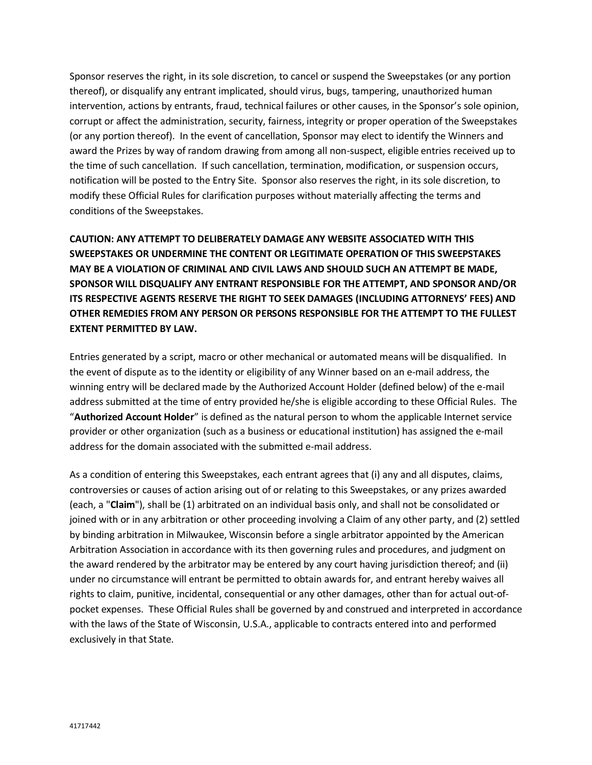Sponsor reserves the right, in its sole discretion, to cancel or suspend the Sweepstakes (or any portion thereof), or disqualify any entrant implicated, should virus, bugs, tampering, unauthorized human intervention, actions by entrants, fraud, technical failures or other causes, in the Sponsor's sole opinion, corrupt or affect the administration, security, fairness, integrity or proper operation of the Sweepstakes (or any portion thereof). In the event of cancellation, Sponsor may elect to identify the Winners and award the Prizes by way of random drawing from among all non-suspect, eligible entries received up to the time of such cancellation. If such cancellation, termination, modification, or suspension occurs, notification will be posted to the Entry Site. Sponsor also reserves the right, in its sole discretion, to modify these Official Rules for clarification purposes without materially affecting the terms and conditions of the Sweepstakes.

**CAUTION: ANY ATTEMPT TO DELIBERATELY DAMAGE ANY WEBSITE ASSOCIATED WITH THIS SWEEPSTAKES OR UNDERMINE THE CONTENT OR LEGITIMATE OPERATION OF THIS SWEEPSTAKES MAY BE A VIOLATION OF CRIMINAL AND CIVIL LAWS AND SHOULD SUCH AN ATTEMPT BE MADE, SPONSOR WILL DISQUALIFY ANY ENTRANT RESPONSIBLE FOR THE ATTEMPT, AND SPONSOR AND/OR ITS RESPECTIVE AGENTS RESERVE THE RIGHT TO SEEK DAMAGES (INCLUDING ATTORNEYS' FEES) AND OTHER REMEDIES FROM ANY PERSON OR PERSONS RESPONSIBLE FOR THE ATTEMPT TO THE FULLEST EXTENT PERMITTED BY LAW.**

Entries generated by a script, macro or other mechanical or automated means will be disqualified. In the event of dispute as to the identity or eligibility of any Winner based on an e-mail address, the winning entry will be declared made by the Authorized Account Holder (defined below) of the e-mail address submitted at the time of entry provided he/she is eligible according to these Official Rules. The "**Authorized Account Holder**" is defined as the natural person to whom the applicable Internet service provider or other organization (such as a business or educational institution) has assigned the e-mail address for the domain associated with the submitted e-mail address.

As a condition of entering this Sweepstakes, each entrant agrees that (i) any and all disputes, claims, controversies or causes of action arising out of or relating to this Sweepstakes, or any prizes awarded (each, a "**Claim**"), shall be (1) arbitrated on an individual basis only, and shall not be consolidated or joined with or in any arbitration or other proceeding involving a Claim of any other party, and (2) settled by binding arbitration in Milwaukee, Wisconsin before a single arbitrator appointed by the American Arbitration Association in accordance with its then governing rules and procedures, and judgment on the award rendered by the arbitrator may be entered by any court having jurisdiction thereof; and (ii) under no circumstance will entrant be permitted to obtain awards for, and entrant hereby waives all rights to claim, punitive, incidental, consequential or any other damages, other than for actual out-of-pocket expenses. These Official Rules shall be governed by and construed and interpreted in accordance with the laws of the State of Wisconsin, U.S.A., applicable to contracts entered into and performed exclusively in that State.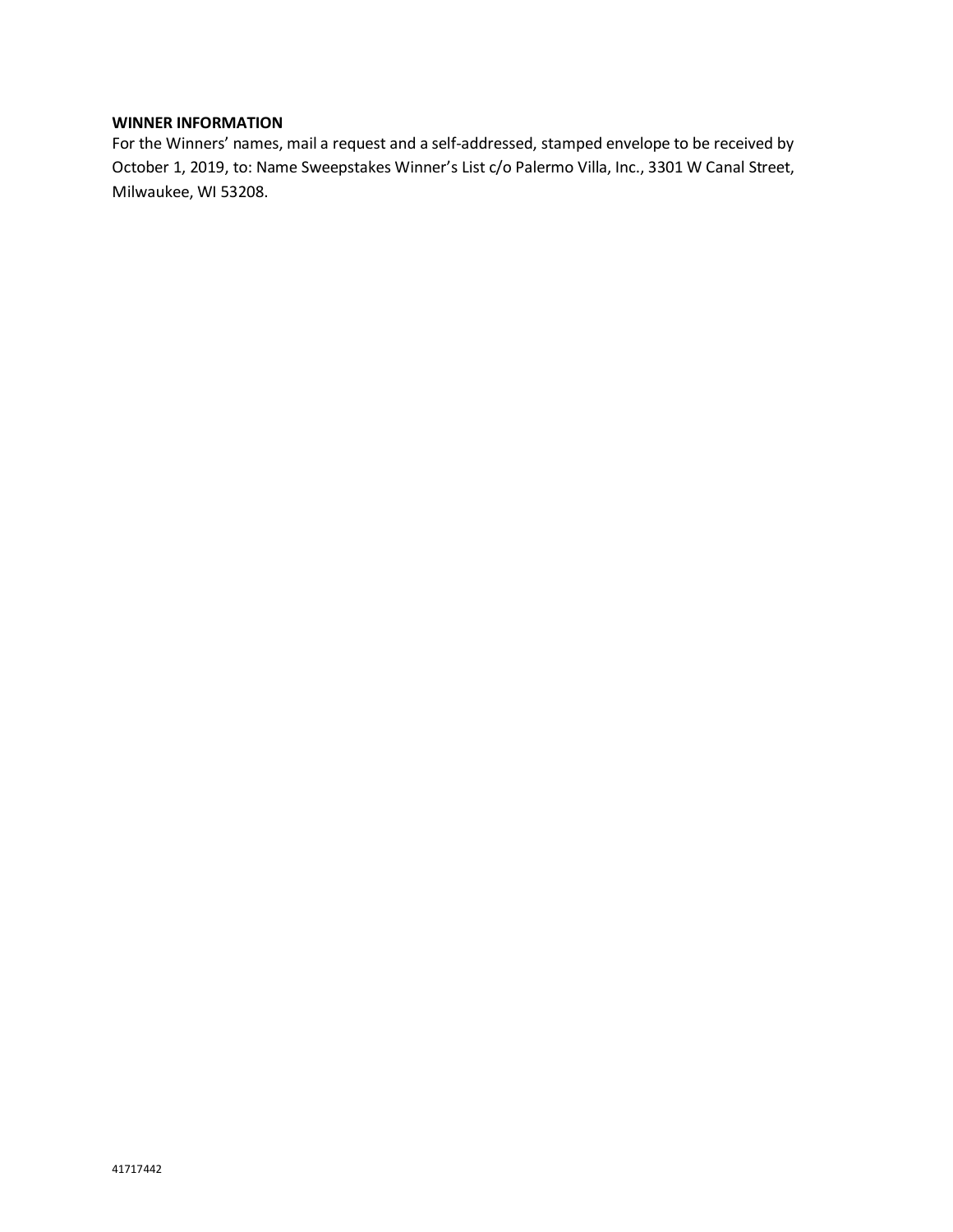**WINNER INFORMATION**

For the Winners' names, mail a request and a self-addressed, stamped envelope to be received by October 1, 2019, to: Name Sweepstakes Winner's List c/o Palermo Villa, Inc., 3301 W Canal Street, Milwaukee, WI 53208.

41717442